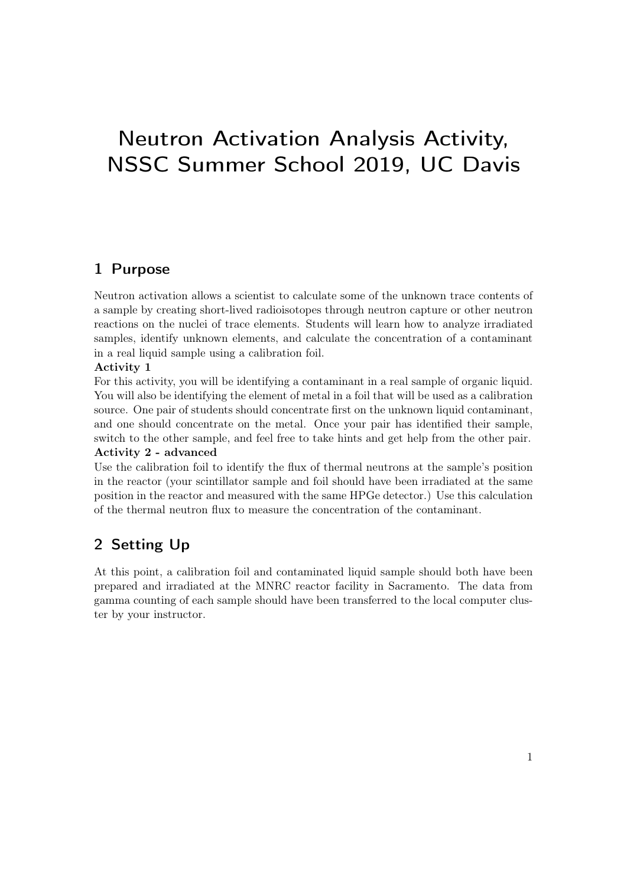# Neutron Activation Analysis Activity, NSSC Summer School 2019, UC Davis

## 1 Purpose

Neutron activation allows a scientist to calculate some of the unknown trace contents of a sample by creating short-lived radioisotopes through neutron capture or other neutron reactions on the nuclei of trace elements. Students will learn how to analyze irradiated samples, identify unknown elements, and calculate the concentration of a contaminant in a real liquid sample using a calibration foil.

**Activity 1**

For this activity, you will be identifying a contaminant in a real sample of organic liquid. You will also be identifying the element of metal in a foil that will be used as a calibration source. One pair of students should concentrate first on the unknown liquid contaminant, and one should concentrate on the metal. Once your pair has identified their sample, switch to the other sample, and feel free to take hints and get help from the other pair.

**Activity 2 - advanced**

Use the calibration foil to identify the flux of thermal neutrons at the sample's position in the reactor (your scintillator sample and foil should have been irradiated at the same position in the reactor and measured with the same HPGe detector.) Use this calculation of the thermal neutron flux to measure the concentration of the contaminant.

## 2 Setting Up

At this point, a calibration foil and contaminated liquid sample should both have been prepared and irradiated at the MNRC reactor facility in Sacramento. The data from gamma counting of each sample should have been transferred to the local computer cluster by your instructor.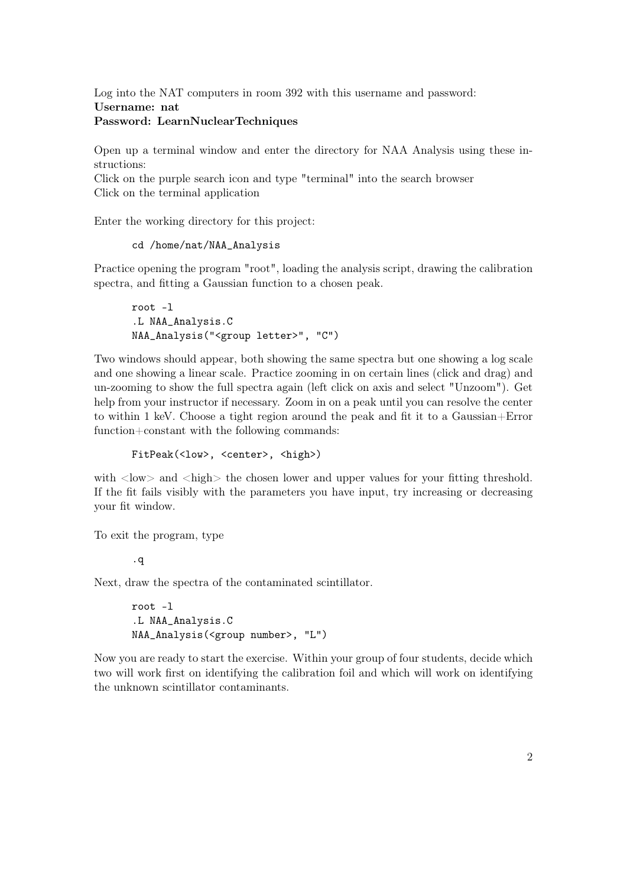Log into the NAT computers in room 392 with this username and password:
**Username: nat**
**Password: LearnNuclearTechniques**

Open up a terminal window and enter the directory for NAA Analysis using these instructions:
Click on the purple search icon and type "terminal" into the search browser
Click on the terminal application

Enter the working directory for this project:

```
cd /home/nat/NAA_Analysis
```

Practice opening the program "root", loading the analysis script, drawing the calibration spectra, and fitting a Gaussian function to a chosen peak.

```
root -l
.L NAA_Analysis.C
NAA_Analysis("<group letter>", "C")
```

Two windows should appear, both showing the same spectra but one showing a log scale and one showing a linear scale. Practice zooming in on certain lines (click and drag) and un-zooming to show the full spectra again (left click on axis and select "Unzoom"). Get help from your instructor if necessary. Zoom in on a peak until you can resolve the center to within 1 keV. Choose a tight region around the peak and fit it to a Gaussian+Error function+constant with the following commands:

```
FitPeak(<low>, <center>, <high>)
```

with <low> and <high> the chosen lower and upper values for your fitting threshold. If the fit fails visibly with the parameters you have input, try increasing or decreasing your fit window.

To exit the program, type

```
.q
```

Next, draw the spectra of the contaminated scintillator.

```
root -l
.L NAA_Analysis.C
NAA_Analysis(<group number>, "L")
```

Now you are ready to start the exercise. Within your group of four students, decide which two will work first on identifying the calibration foil and which will work on identifying the unknown scintillator contaminants.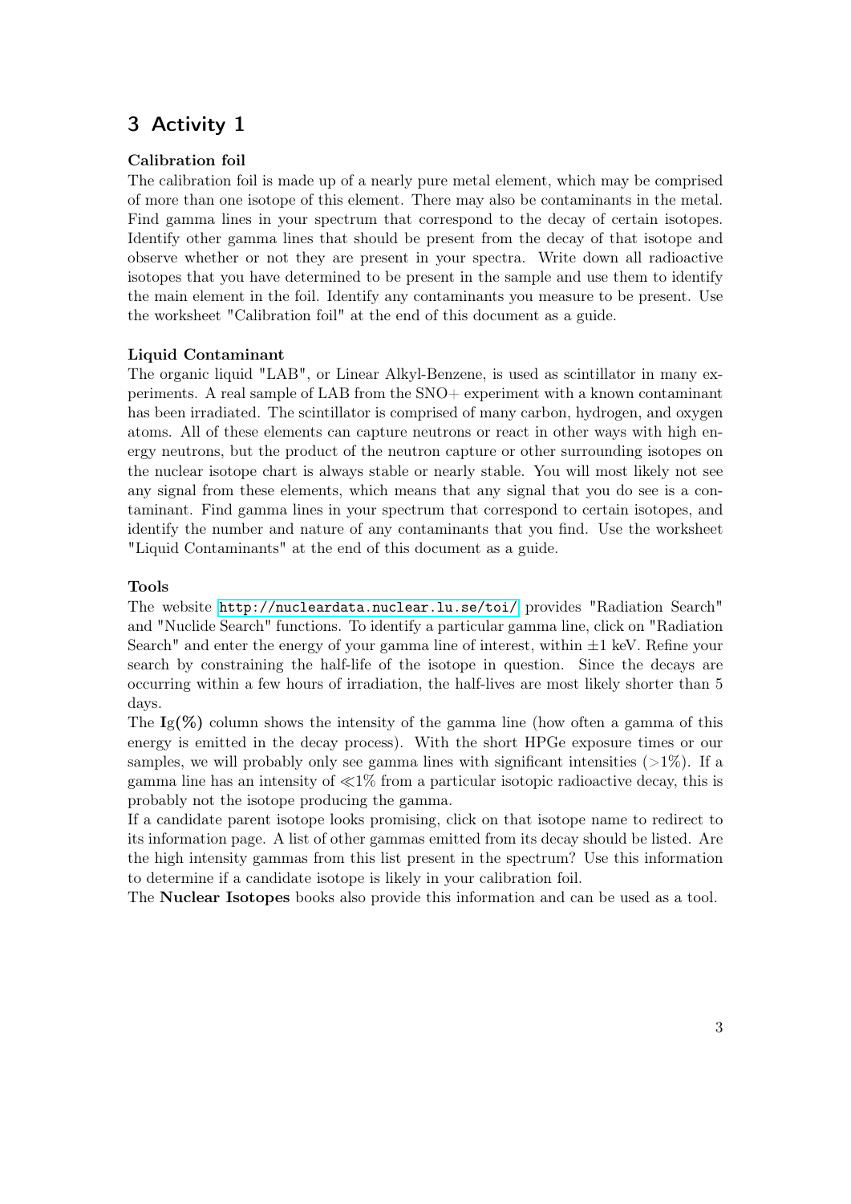# 3 Activity 1

**Calibration foil**

The calibration foil is made up of a nearly pure metal element, which may be comprised of more than one isotope of this element. There may also be contaminants in the metal. Find gamma lines in your spectrum that correspond to the decay of certain isotopes. Identify other gamma lines that should be present from the decay of that isotope and observe whether or not they are present in your spectra. Write down all radioactive isotopes that you have determined to be present in the sample and use them to identify the main element in the foil. Identify any contaminants you measure to be present. Use the worksheet "Calibration foil" at the end of this document as a guide.

**Liquid Contaminant**

The organic liquid "LAB", or Linear Alkyl-Benzene, is used as scintillator in many experiments. A real sample of LAB from the SNO+ experiment with a known contaminant has been irradiated. The scintillator is comprised of many carbon, hydrogen, and oxygen atoms. All of these elements can capture neutrons or react in other ways with high energy neutrons, but the product of the neutron capture or other surrounding isotopes on the nuclear isotope chart is always stable or nearly stable. You will most likely not see any signal from these elements, which means that any signal that you do see is a contaminant. Find gamma lines in your spectrum that correspond to certain isotopes, and identify the number and nature of any contaminants that you find. Use the worksheet "Liquid Contaminants" at the end of this document as a guide.

**Tools**

The website http://nucleardata.nuclear.lu.se/toi/ provides "Radiation Search" and "Nuclide Search" functions. To identify a particular gamma line, click on "Radiation Search" and enter the energy of your gamma line of interest, within $\pm 1$ keV. Refine your search by constraining the half-life of the isotope in question. Since the decays are occurring within a few hours of irradiation, the half-lives are most likely shorter than 5 days.

The **Ig(%)** column shows the intensity of the gamma line (how often a gamma of this energy is emitted in the decay process). With the short HPGe exposure times or our samples, we will probably only see gamma lines with significant intensities ($>1\%$). If a gamma line has an intensity of $\ll 1\%$ from a particular isotopic radioactive decay, this is probably not the isotope producing the gamma.

If a candidate parent isotope looks promising, click on that isotope name to redirect to its information page. A list of other gammas emitted from its decay should be listed. Are the high intensity gammas from this list present in the spectrum? Use this information to determine if a candidate isotope is likely in your calibration foil.

The **Nuclear Isotopes** books also provide this information and can be used as a tool.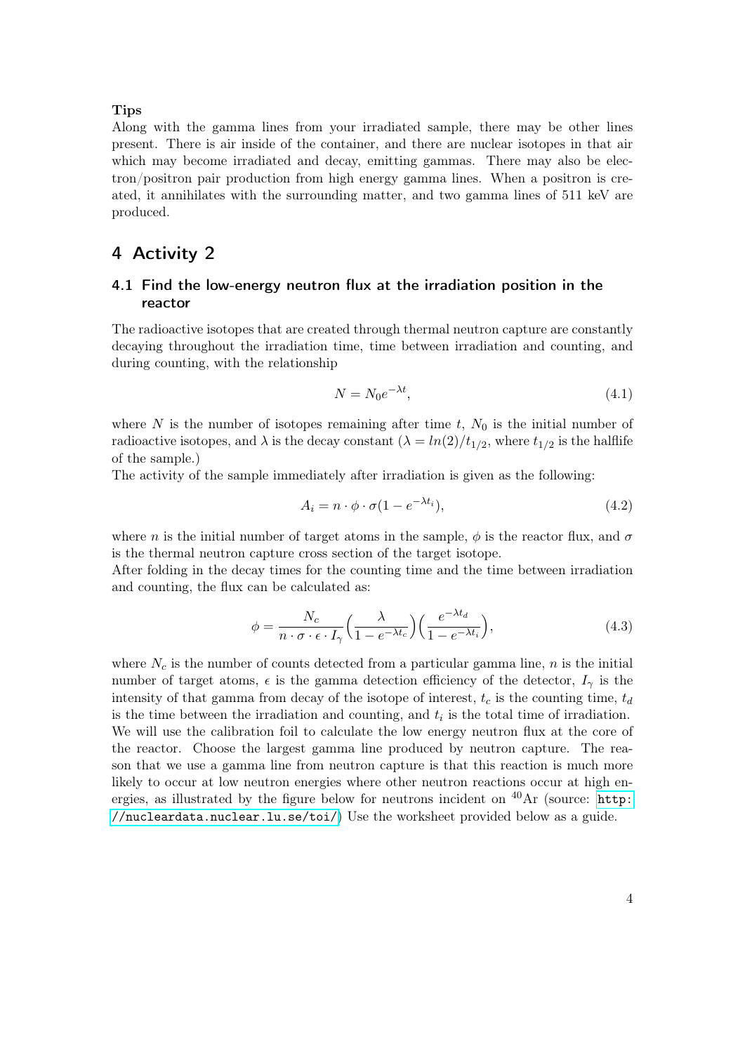**Tips**

Along with the gamma lines from your irradiated sample, there may be other lines present. There is air inside of the container, and there are nuclear isotopes in that air which may become irradiated and decay, emitting gammas. There may also be electron/positron pair production from high energy gamma lines. When a positron is created, it annihilates with the surrounding matter, and two gamma lines of 511 keV are produced.

# 4 Activity 2

## 4.1 Find the low-energy neutron flux at the irradiation position in the reactor

The radioactive isotopes that are created through thermal neutron capture are constantly decaying throughout the irradiation time, time between irradiation and counting, and during counting, with the relationship

$$N = N_0 e^{-\lambda t}, \tag{4.1}$$

where $N$ is the number of isotopes remaining after time $t$, $N_0$ is the initial number of radioactive isotopes, and $\lambda$ is the decay constant ($\lambda = ln(2)/t_{1/2}$, where $t_{1/2}$ is the halflife of the sample.)

The activity of the sample immediately after irradiation is given as the following:

$$A_i = n \cdot \phi \cdot \sigma(1 - e^{-\lambda t_i}), \tag{4.2}$$

where $n$ is the initial number of target atoms in the sample, $\phi$ is the reactor flux, and $\sigma$ is the thermal neutron capture cross section of the target isotope.

After folding in the decay times for the counting time and the time between irradiation and counting, the flux can be calculated as:

$$\phi = \frac{N_c}{n \cdot \sigma \cdot \epsilon \cdot I_\gamma}\Big(\frac{\lambda}{1 - e^{-\lambda t_c}}\Big)\Big(\frac{e^{-\lambda t_d}}{1 - e^{-\lambda t_i}}\Big), \tag{4.3}$$

where $N_c$ is the number of counts detected from a particular gamma line, $n$ is the initial number of target atoms, $\epsilon$ is the gamma detection efficiency of the detector, $I_\gamma$ is the intensity of that gamma from decay of the isotope of interest, $t_c$ is the counting time, $t_d$ is the time between the irradiation and counting, and $t_i$ is the total time of irradiation.

We will use the calibration foil to calculate the low energy neutron flux at the core of the reactor. Choose the largest gamma line produced by neutron capture. The reason that we use a gamma line from neutron capture is that this reaction is much more likely to occur at low neutron energies where other neutron reactions occur at high energies, as illustrated by the figure below for neutrons incident on $^{40}$Ar (source: http://nucleardata.nuclear.lu.se/toi/) Use the worksheet provided below as a guide.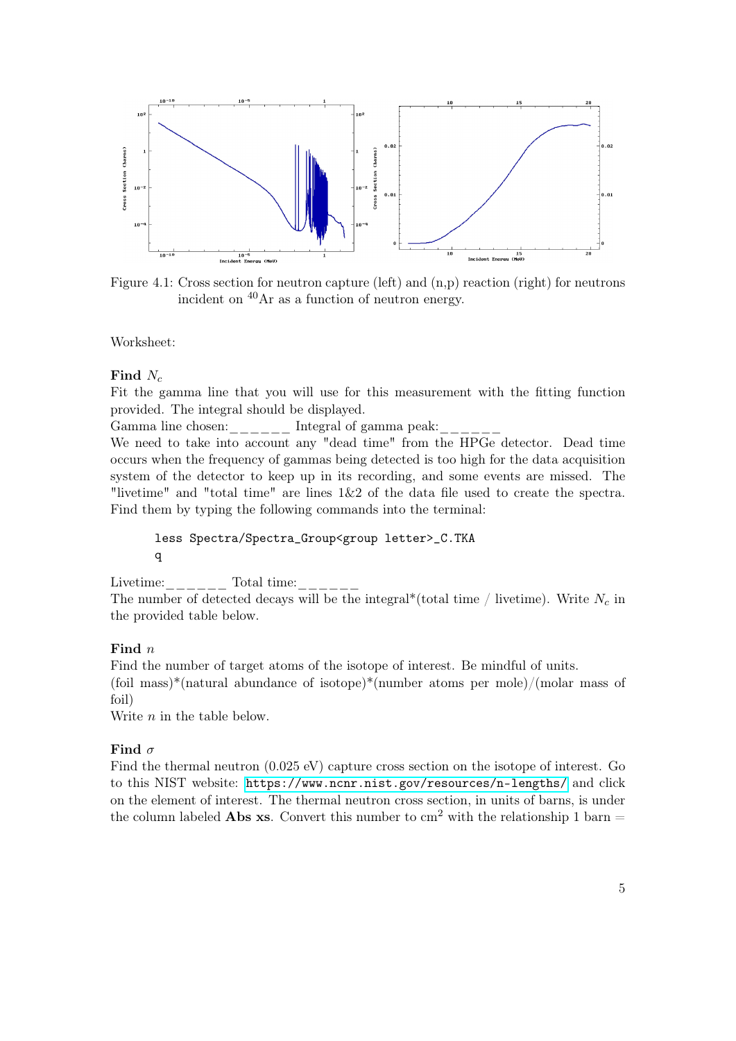Figure 4.1: Cross section for neutron capture (left) and (n,p) reaction (right) for neutrons incident on $^{40}$Ar as a function of neutron energy.

Worksheet:

**Find $N_c$**

Fit the gamma line that you will use for this measurement with the fitting function provided. The integral should be displayed.

Gamma line chosen:______ Integral of gamma peak:______

We need to take into account any "dead time" from the HPGe detector. Dead time occurs when the frequency of gammas being detected is too high for the data acquisition system of the detector to keep up in its recording, and some events are missed. The "livetime" and "total time" are lines 1&2 of the data file used to create the spectra. Find them by typing the following commands into the terminal:

```
less Spectra/Spectra_Group<group letter>_C.TKA
q
```

Livetime:______ Total time:______

The number of detected decays will be the integral*(total time / livetime). Write $N_c$ in the provided table below.

**Find $n$**

Find the number of target atoms of the isotope of interest. Be mindful of units.

(foil mass)*(natural abundance of isotope)*(number atoms per mole)/(molar mass of foil)

Write $n$ in the table below.

**Find $\sigma$**

Find the thermal neutron (0.025 eV) capture cross section on the isotope of interest. Go to this NIST website: https://www.ncnr.nist.gov/resources/n-lengths/ and click on the element of interest. The thermal neutron cross section, in units of barns, is under the column labeled **Abs xs**. Convert this number to cm$^2$ with the relationship 1 barn =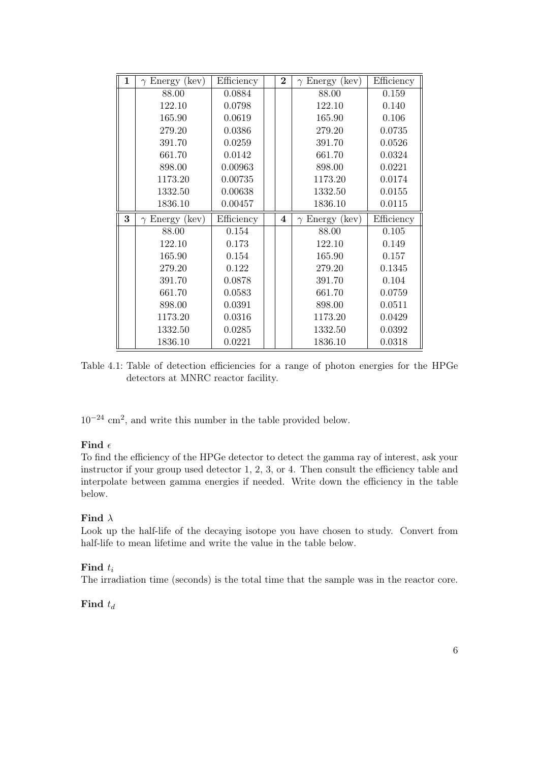| 1 | $\gamma$ Energy (kev) | Efficiency | 2 | $\gamma$ Energy (kev) | Efficiency |
|---|---|---|---|---|---|
| | 88.00 | 0.0884 | | 88.00 | 0.159 |
| | 122.10 | 0.0798 | | 122.10 | 0.140 |
| | 165.90 | 0.0619 | | 165.90 | 0.106 |
| | 279.20 | 0.0386 | | 279.20 | 0.0735 |
| | 391.70 | 0.0259 | | 391.70 | 0.0526 |
| | 661.70 | 0.0142 | | 661.70 | 0.0324 |
| | 898.00 | 0.00963 | | 898.00 | 0.0221 |
| | 1173.20 | 0.00735 | | 1173.20 | 0.0174 |
| | 1332.50 | 0.00638 | | 1332.50 | 0.0155 |
| | 1836.10 | 0.00457 | | 1836.10 | 0.0115 |
| **3** | $\gamma$ Energy (kev) | Efficiency | **4** | $\gamma$ Energy (kev) | Efficiency |
| | 88.00 | 0.154 | | 88.00 | 0.105 |
| | 122.10 | 0.173 | | 122.10 | 0.149 |
| | 165.90 | 0.154 | | 165.90 | 0.157 |
| | 279.20 | 0.122 | | 279.20 | 0.1345 |
| | 391.70 | 0.0878 | | 391.70 | 0.104 |
| | 661.70 | 0.0583 | | 661.70 | 0.0759 |
| | 898.00 | 0.0391 | | 898.00 | 0.0511 |
| | 1173.20 | 0.0316 | | 1173.20 | 0.0429 |
| | 1332.50 | 0.0285 | | 1332.50 | 0.0392 |
| | 1836.10 | 0.0221 | | 1836.10 | 0.0318 |

Table 4.1: Table of detection efficiencies for a range of photon energies for the HPGe detectors at MNRC reactor facility.

$10^{-24}$ cm$^2$, and write this number in the table provided below.

**Find $\epsilon$**

To find the efficiency of the HPGe detector to detect the gamma ray of interest, ask your instructor if your group used detector 1, 2, 3, or 4. Then consult the efficiency table and interpolate between gamma energies if needed. Write down the efficiency in the table below.

**Find $\lambda$**

Look up the half-life of the decaying isotope you have chosen to study. Convert from half-life to mean lifetime and write the value in the table below.

**Find $t_i$**

The irradiation time (seconds) is the total time that the sample was in the reactor core.

**Find $t_d$**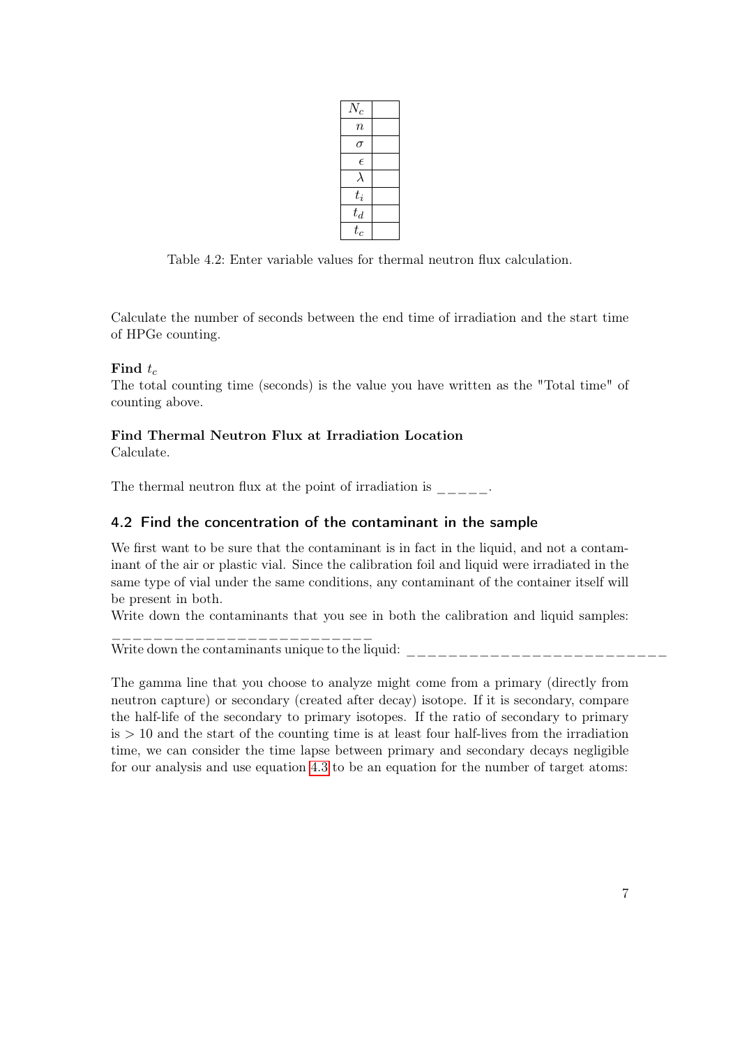| | |
|---|---|
| $N_c$ | |
| $n$ | |
| $\sigma$ | |
| $\epsilon$ | |
| $\lambda$ | |
| $t_i$ | |
| $t_d$ | |
| $t_c$ | |

Table 4.2: Enter variable values for thermal neutron flux calculation.

Calculate the number of seconds between the end time of irradiation and the start time of HPGe counting.

**Find $t_c$**
The total counting time (seconds) is the value you have written as the "Total time" of counting above.

**Find Thermal Neutron Flux at Irradiation Location**
Calculate.

The thermal neutron flux at the point of irradiation is _____.

## 4.2 Find the concentration of the contaminant in the sample

We first want to be sure that the contaminant is in fact in the liquid, and not a contaminant of the air or plastic vial. Since the calibration foil and liquid were irradiated in the same type of vial under the same conditions, any contaminant of the container itself will be present in both.
Write down the contaminants that you see in both the calibration and liquid samples: __________________________
Write down the contaminants unique to the liquid: __________________________

The gamma line that you choose to analyze might come from a primary (directly from neutron capture) or secondary (created after decay) isotope. If it is secondary, compare the half-life of the secondary to primary isotopes. If the ratio of secondary to primary is $> 10$ and the start of the counting time is at least four half-lives from the irradiation time, we can consider the time lapse between primary and secondary decays negligible for our analysis and use equation 4.3 to be an equation for the number of target atoms: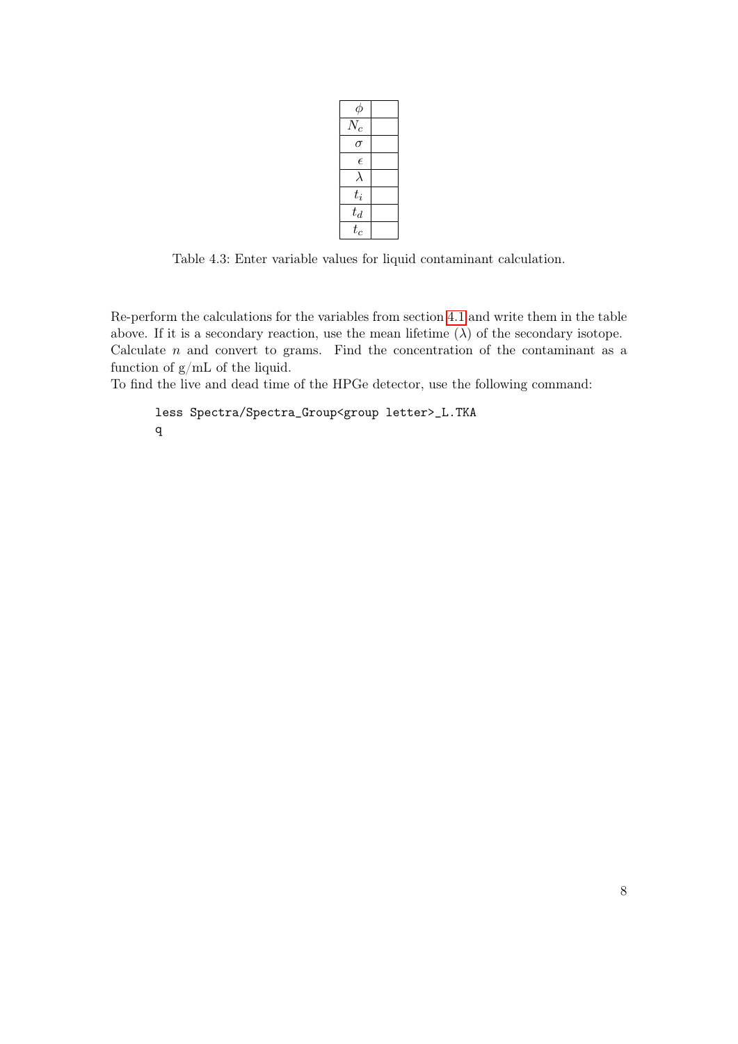| | |
|---|---|
| $\phi$ | |
| $N_c$ | |
| $\sigma$ | |
| $\epsilon$ | |
| $\lambda$ | |
| $t_i$ | |
| $t_d$ | |
| $t_c$ | |

Table 4.3: Enter variable values for liquid contaminant calculation.

Re-perform the calculations for the variables from section 4.1 and write them in the table above. If it is a secondary reaction, use the mean lifetime ($\lambda$) of the secondary isotope. Calculate $n$ and convert to grams. Find the concentration of the contaminant as a function of g/mL of the liquid.
To find the live and dead time of the HPGe detector, use the following command:

```
less Spectra/Spectra_Group<group letter>_L.TKA
q
```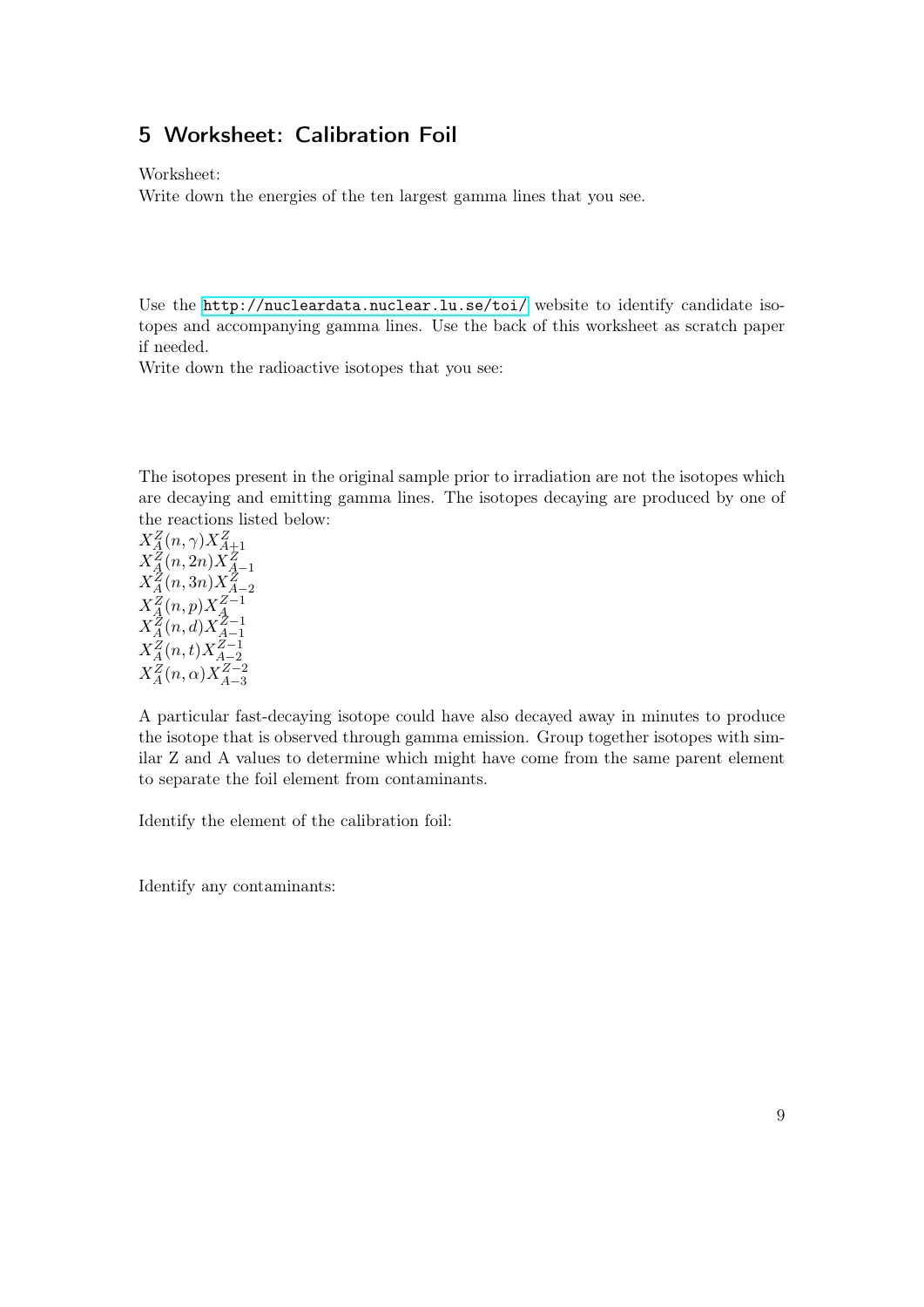## 5 Worksheet: Calibration Foil

Worksheet:
Write down the energies of the ten largest gamma lines that you see.

Use the http://nucleardata.nuclear.lu.se/toi/ website to identify candidate isotopes and accompanying gamma lines. Use the back of this worksheet as scratch paper if needed.
Write down the radioactive isotopes that you see:

The isotopes present in the original sample prior to irradiation are not the isotopes which are decaying and emitting gamma lines. The isotopes decaying are produced by one of the reactions listed below:

$X_A^Z(n, \gamma)X_{A+1}^Z$
$X_A^Z(n, 2n)X_{A-1}^Z$
$X_A^Z(n, 3n)X_{A-2}^Z$
$X_A^Z(n, p)X_A^{Z-1}$
$X_A^Z(n, d)X_{A-1}^{Z-1}$
$X_A^Z(n, t)X_{A-2}^{Z-1}$
$X_A^Z(n, \alpha)X_{A-3}^{Z-2}$

A particular fast-decaying isotope could have also decayed away in minutes to produce the isotope that is observed through gamma emission. Group together isotopes with similar Z and A values to determine which might have come from the same parent element to separate the foil element from contaminants.

Identify the element of the calibration foil:

Identify any contaminants: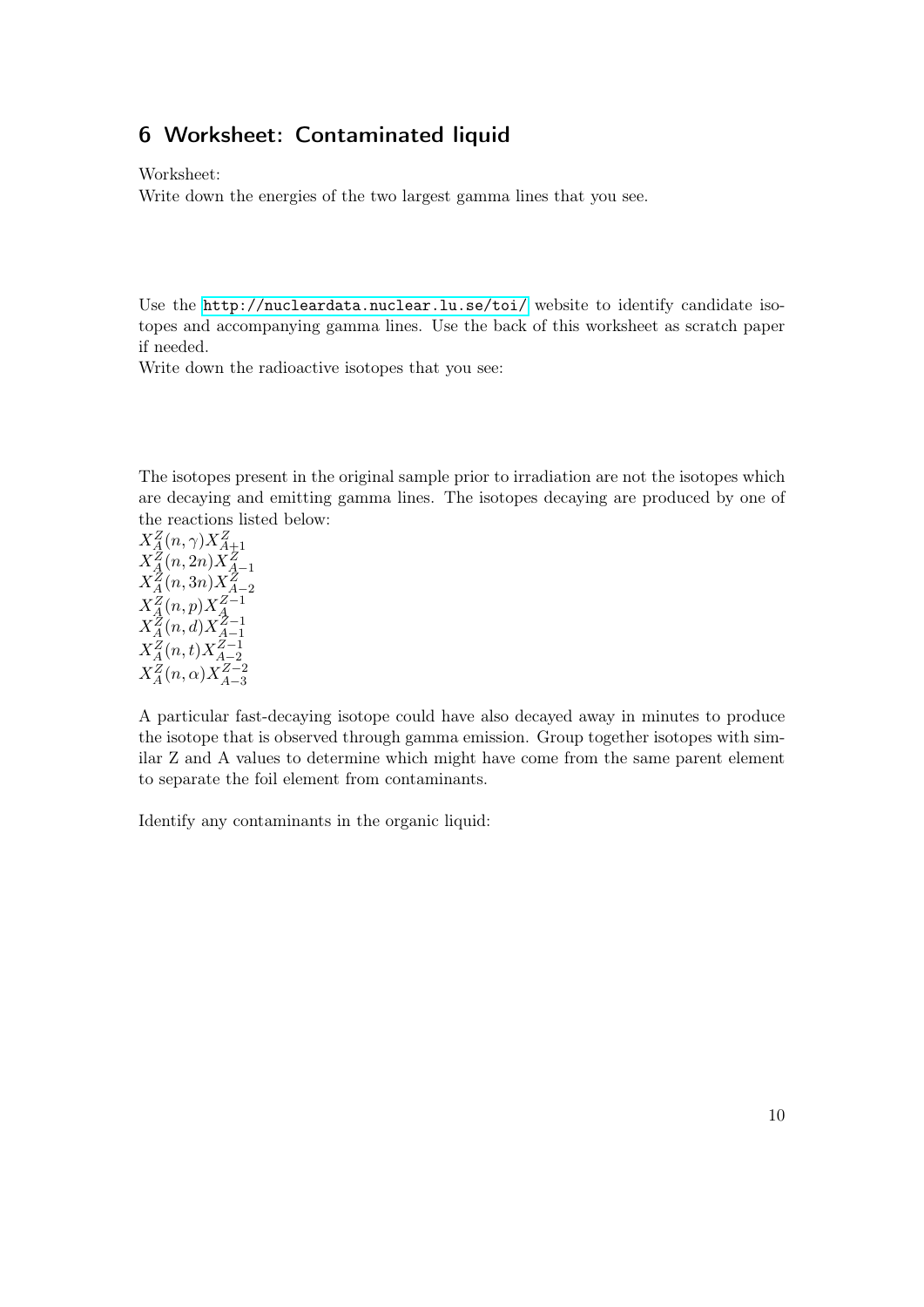## 6 Worksheet: Contaminated liquid

Worksheet:
Write down the energies of the two largest gamma lines that you see.

Use the http://nucleardata.nuclear.lu.se/toi/ website to identify candidate isotopes and accompanying gamma lines. Use the back of this worksheet as scratch paper if needed.

Write down the radioactive isotopes that you see:

The isotopes present in the original sample prior to irradiation are not the isotopes which are decaying and emitting gamma lines. The isotopes decaying are produced by one of the reactions listed below:

$X_A^Z(n,\gamma)X_{A+1}^Z$
$X_A^Z(n,2n)X_{A-1}^Z$
$X_A^Z(n,3n)X_{A-2}^Z$
$X_A^Z(n,p)X_A^{Z-1}$
$X_A^Z(n,d)X_{A-1}^{Z-1}$
$X_A^Z(n,t)X_{A-2}^{Z-1}$
$X_A^Z(n,\alpha)X_{A-3}^{Z-2}$

A particular fast-decaying isotope could have also decayed away in minutes to produce the isotope that is observed through gamma emission. Group together isotopes with similar Z and A values to determine which might have come from the same parent element to separate the foil element from contaminants.

Identify any contaminants in the organic liquid: